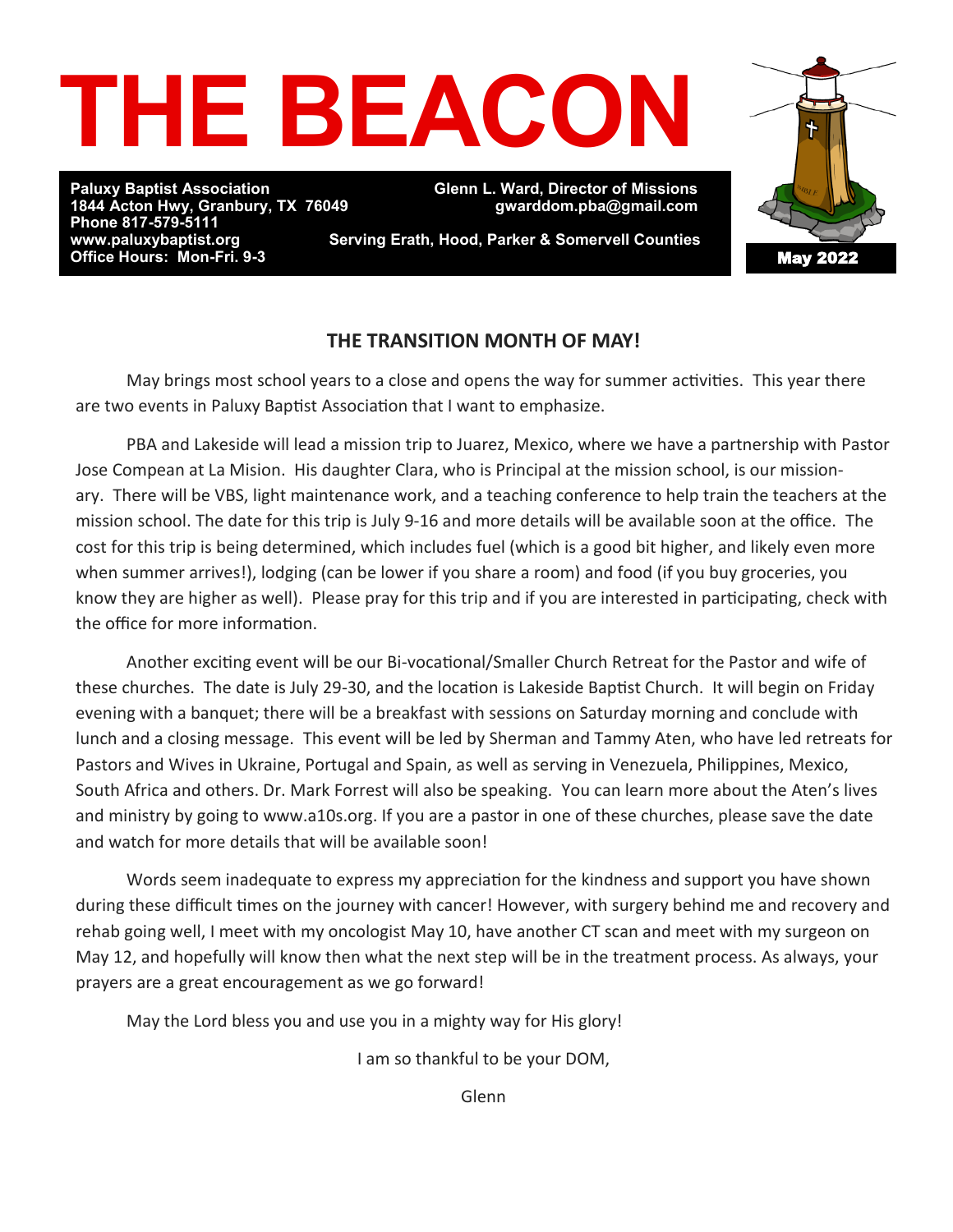# THE BEACON

**Paluxy Baptist Association**
**1844 Acton Hwy, Granbury, TX 76049**
**Phone 817-579-5111**
**www.paluxybaptist.org**
**Office Hours: Mon-Fri. 9-3**

**Glenn L. Ward, Director of Missions**
**gwarddom.pba@gmail.com**

**Serving Erath, Hood, Parker & Somervell Counties**

**May 2022**

## THE TRANSITION MONTH OF MAY!

May brings most school years to a close and opens the way for summer activities. This year there are two events in Paluxy Baptist Association that I want to emphasize.

PBA and Lakeside will lead a mission trip to Juarez, Mexico, where we have a partnership with Pastor Jose Compean at La Mision. His daughter Clara, who is Principal at the mission school, is our missionary. There will be VBS, light maintenance work, and a teaching conference to help train the teachers at the mission school. The date for this trip is July 9-16 and more details will be available soon at the office. The cost for this trip is being determined, which includes fuel (which is a good bit higher, and likely even more when summer arrives!), lodging (can be lower if you share a room) and food (if you buy groceries, you know they are higher as well). Please pray for this trip and if you are interested in participating, check with the office for more information.

Another exciting event will be our Bi-vocational/Smaller Church Retreat for the Pastor and wife of these churches. The date is July 29-30, and the location is Lakeside Baptist Church. It will begin on Friday evening with a banquet; there will be a breakfast with sessions on Saturday morning and conclude with lunch and a closing message. This event will be led by Sherman and Tammy Aten, who have led retreats for Pastors and Wives in Ukraine, Portugal and Spain, as well as serving in Venezuela, Philippines, Mexico, South Africa and others. Dr. Mark Forrest will also be speaking. You can learn more about the Aten's lives and ministry by going to www.a10s.org. If you are a pastor in one of these churches, please save the date and watch for more details that will be available soon!

Words seem inadequate to express my appreciation for the kindness and support you have shown during these difficult times on the journey with cancer! However, with surgery behind me and recovery and rehab going well, I meet with my oncologist May 10, have another CT scan and meet with my surgeon on May 12, and hopefully will know then what the next step will be in the treatment process. As always, your prayers are a great encouragement as we go forward!

May the Lord bless you and use you in a mighty way for His glory!

I am so thankful to be your DOM,

Glenn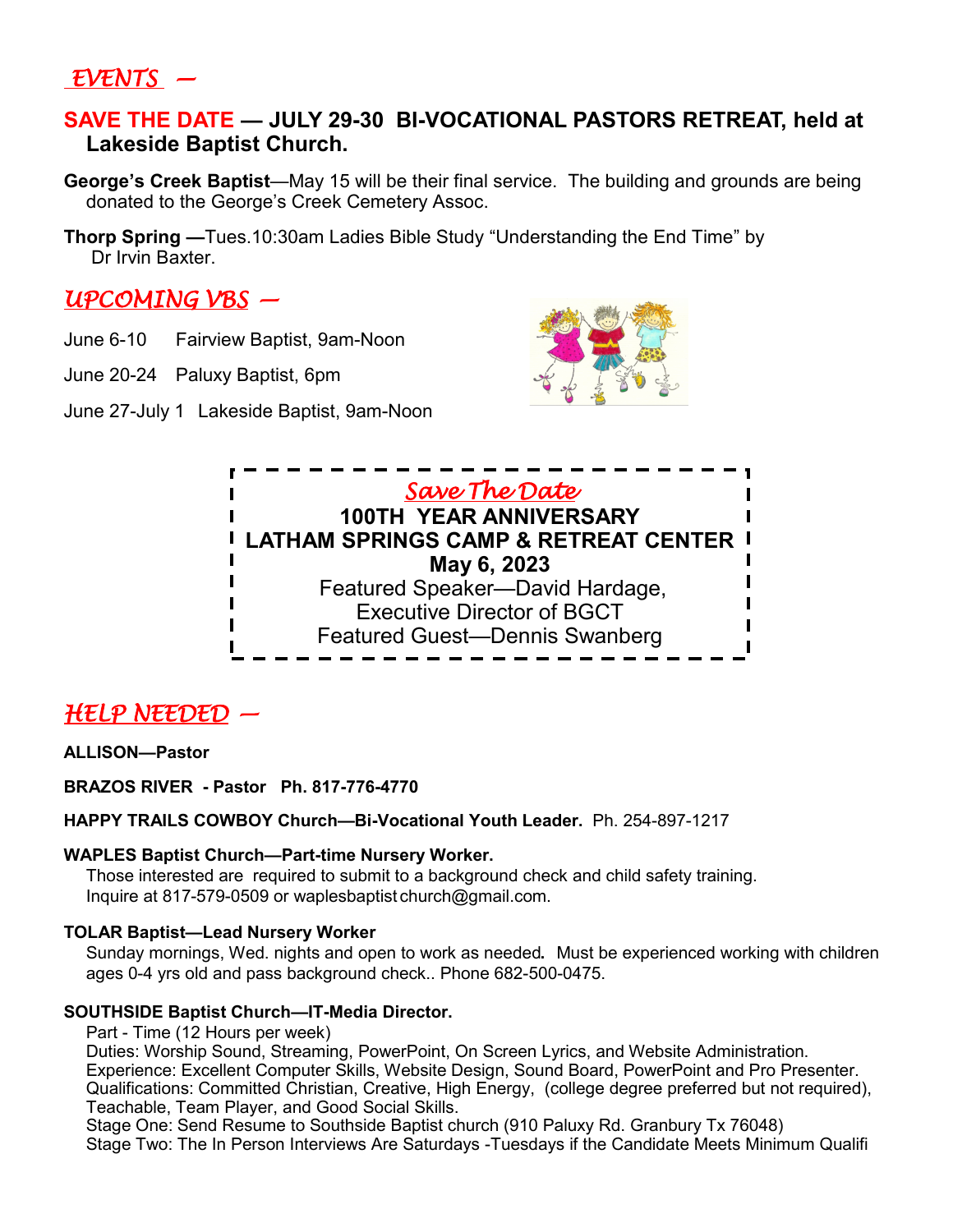## *EVENTS —*

**SAVE THE DATE — JULY 29-30 BI-VOCATIONAL PASTORS RETREAT, held at Lakeside Baptist Church.**

**George's Creek Baptist**—May 15 will be their final service. The building and grounds are being donated to the George's Creek Cemetery Assoc.

**Thorp Spring —**Tues.10:30am Ladies Bible Study "Understanding the End Time" by Dr Irvin Baxter.

## *UPCOMING VBS —*

June 6-10 Fairview Baptist, 9am-Noon

June 20-24 Paluxy Baptist, 6pm

June 27-July 1 Lakeside Baptist, 9am-Noon

*Save The Date*

**100TH YEAR ANNIVERSARY**
**LATHAM SPRINGS CAMP & RETREAT CENTER**
**May 6, 2023**
Featured Speaker—David Hardage, Executive Director of BGCT
Featured Guest—Dennis Swanberg

## *HELP NEEDED —*

**ALLISON—Pastor**

**BRAZOS RIVER - Pastor Ph. 817-776-4770**

**HAPPY TRAILS COWBOY Church—Bi-Vocational Youth Leader.** Ph. 254-897-1217

**WAPLES Baptist Church—Part-time Nursery Worker.**
Those interested are required to submit to a background check and child safety training. Inquire at 817-579-0509 or waplesbaptist church@gmail.com.

**TOLAR Baptist—Lead Nursery Worker**
Sunday mornings, Wed. nights and open to work as needed. Must be experienced working with children ages 0-4 yrs old and pass background check.. Phone 682-500-0475.

**SOUTHSIDE Baptist Church—IT-Media Director.**
Part - Time (12 Hours per week)
Duties: Worship Sound, Streaming, PowerPoint, On Screen Lyrics, and Website Administration.
Experience: Excellent Computer Skills, Website Design, Sound Board, PowerPoint and Pro Presenter.
Qualifications: Committed Christian, Creative, High Energy, (college degree preferred but not required), Teachable, Team Player, and Good Social Skills.
Stage One: Send Resume to Southside Baptist church (910 Paluxy Rd. Granbury Tx 76048)
Stage Two: The In Person Interviews Are Saturdays -Tuesdays if the Candidate Meets Minimum Qualifi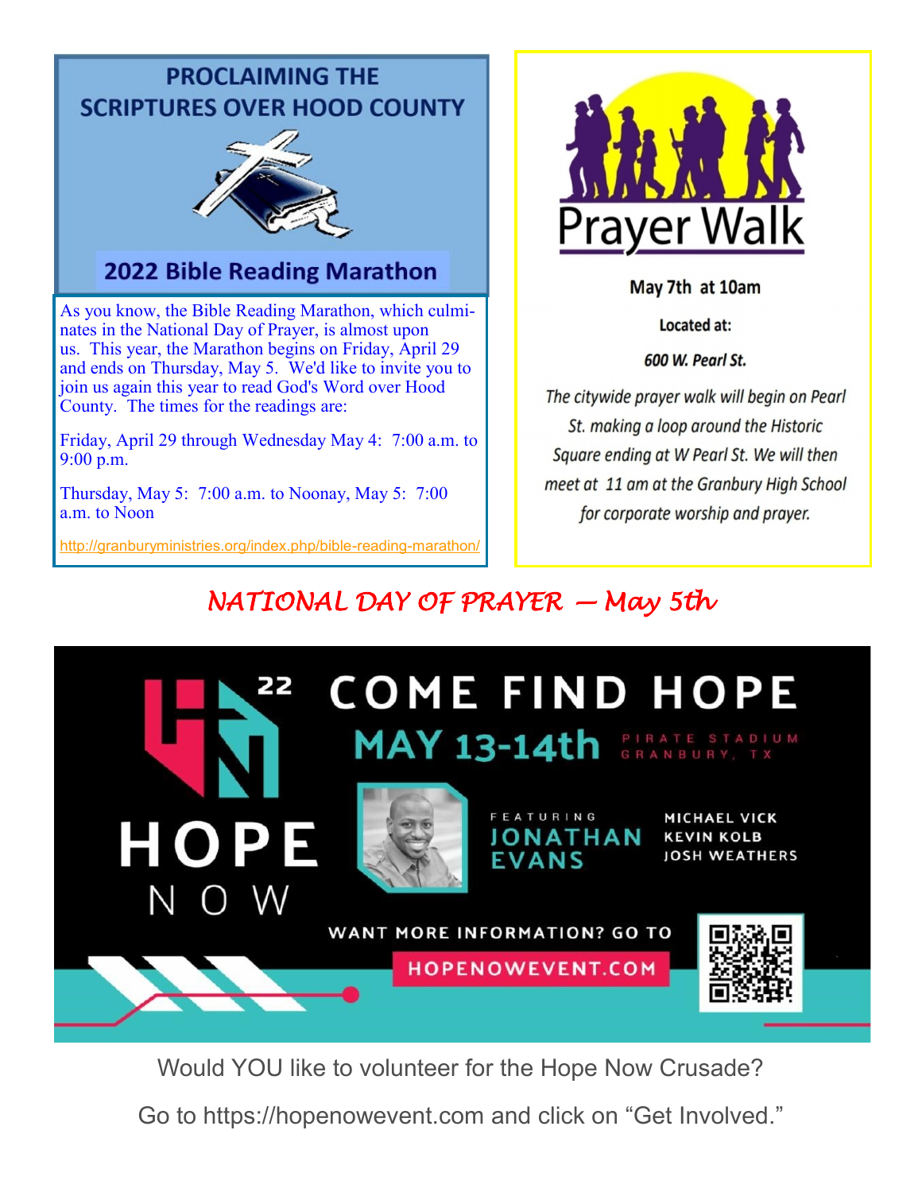## PROCLAIMING THE SCRIPTURES OVER HOOD COUNTY

### 2022 Bible Reading Marathon

As you know, the Bible Reading Marathon, which culminates in the National Day of Prayer, is almost upon us. This year, the Marathon begins on Friday, April 29 and ends on Thursday, May 5. We'd like to invite you to join us again this year to read God's Word over Hood County. The times for the readings are:

Friday, April 29 through Wednesday May 4: 7:00 a.m. to 9:00 p.m.

Thursday, May 5: 7:00 a.m. to Noonay, May 5: 7:00 a.m. to Noon

http://granburyministries.org/index.php/bible-reading-marathon/

## Prayer Walk

**May 7th at 10am**

**Located at:**

**600 W. Pearl St.**

*The citywide prayer walk will begin on Pearl St. making a loop around the Historic Square ending at W Pearl St. We will then meet at 11 am at the Granbury High School for corporate worship and prayer.*

## *NATIONAL DAY OF PRAYER — May 5th*

## HOPE NOW 22 — COME FIND HOPE

**MAY 13-14th** — PIRATE STADIUM GRANBURY, TX

FEATURING **JONATHAN EVANS**

MICHAEL VICK
KEVIN KOLB
JOSH WEATHERS

WANT MORE INFORMATION? GO TO **HOPENOWEVENT.COM**

Would YOU like to volunteer for the Hope Now Crusade?

Go to https://hopenowevent.com and click on "Get Involved."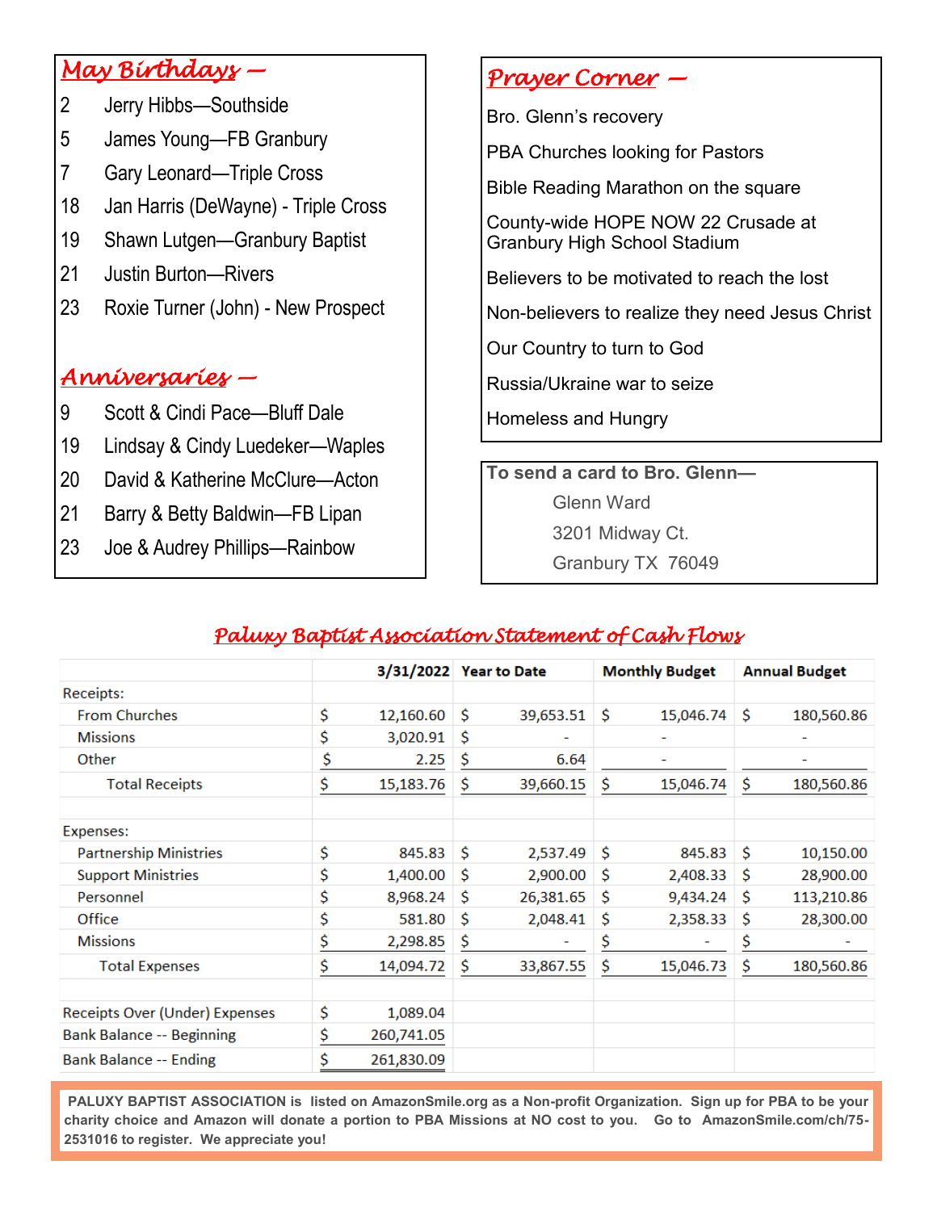## May Birthdays —

2 Jerry Hibbs—Southside
5 James Young—FB Granbury
7 Gary Leonard—Triple Cross
18 Jan Harris (DeWayne) - Triple Cross
19 Shawn Lutgen—Granbury Baptist
21 Justin Burton—Rivers
23 Roxie Turner (John) - New Prospect

## Anniversaries —

9 Scott & Cindi Pace—Bluff Dale
19 Lindsay & Cindy Luedeker—Waples
20 David & Katherine McClure—Acton
21 Barry & Betty Baldwin—FB Lipan
23 Joe & Audrey Phillips—Rainbow

## Prayer Corner —

Bro. Glenn's recovery

PBA Churches looking for Pastors

Bible Reading Marathon on the square

County-wide HOPE NOW 22 Crusade at Granbury High School Stadium

Believers to be motivated to reach the lost

Non-believers to realize they need Jesus Christ

Our Country to turn to God

Russia/Ukraine war to seize

Homeless and Hungry

**To send a card to Bro. Glenn—**

Glenn Ward
3201 Midway Ct.
Granbury TX 76049

## Paluxy Baptist Association Statement of Cash Flows

| | 3/31/2022 | Year to Date | Monthly Budget | Annual Budget |
|---|---|---|---|---|
| Receipts: | | | | |
| From Churches | $ 12,160.60 | $ 39,653.51 | $ 15,046.74 | $ 180,560.86 |
| Missions | $ 3,020.91 | $ - | - | - |
| Other | $ 2.25 | $ 6.64 | - | - |
| Total Receipts | $ 15,183.76 | $ 39,660.15 | $ 15,046.74 | $ 180,560.86 |
| | | | | |
| Expenses: | | | | |
| Partnership Ministries | $ 845.83 | $ 2,537.49 | $ 845.83 | $ 10,150.00 |
| Support Ministries | $ 1,400.00 | $ 2,900.00 | $ 2,408.33 | $ 28,900.00 |
| Personnel | $ 8,968.24 | $ 26,381.65 | $ 9,434.24 | $ 113,210.86 |
| Office | $ 581.80 | $ 2,048.41 | $ 2,358.33 | $ 28,300.00 |
| Missions | $ 2,298.85 | $ - | $ - | $ - |
| Total Expenses | $ 14,094.72 | $ 33,867.55 | $ 15,046.73 | $ 180,560.86 |
| | | | | |
| Receipts Over (Under) Expenses | $ 1,089.04 | | | |
| Bank Balance -- Beginning | $ 260,741.05 | | | |
| Bank Balance -- Ending | $ 261,830.09 | | | |

**PALUXY BAPTIST ASSOCIATION is listed on AmazonSmile.org as a Non-profit Organization. Sign up for PBA to be your charity choice and Amazon will donate a portion to PBA Missions at NO cost to you. Go to AmazonSmile.com/ch/75-2531016 to register. We appreciate you!**